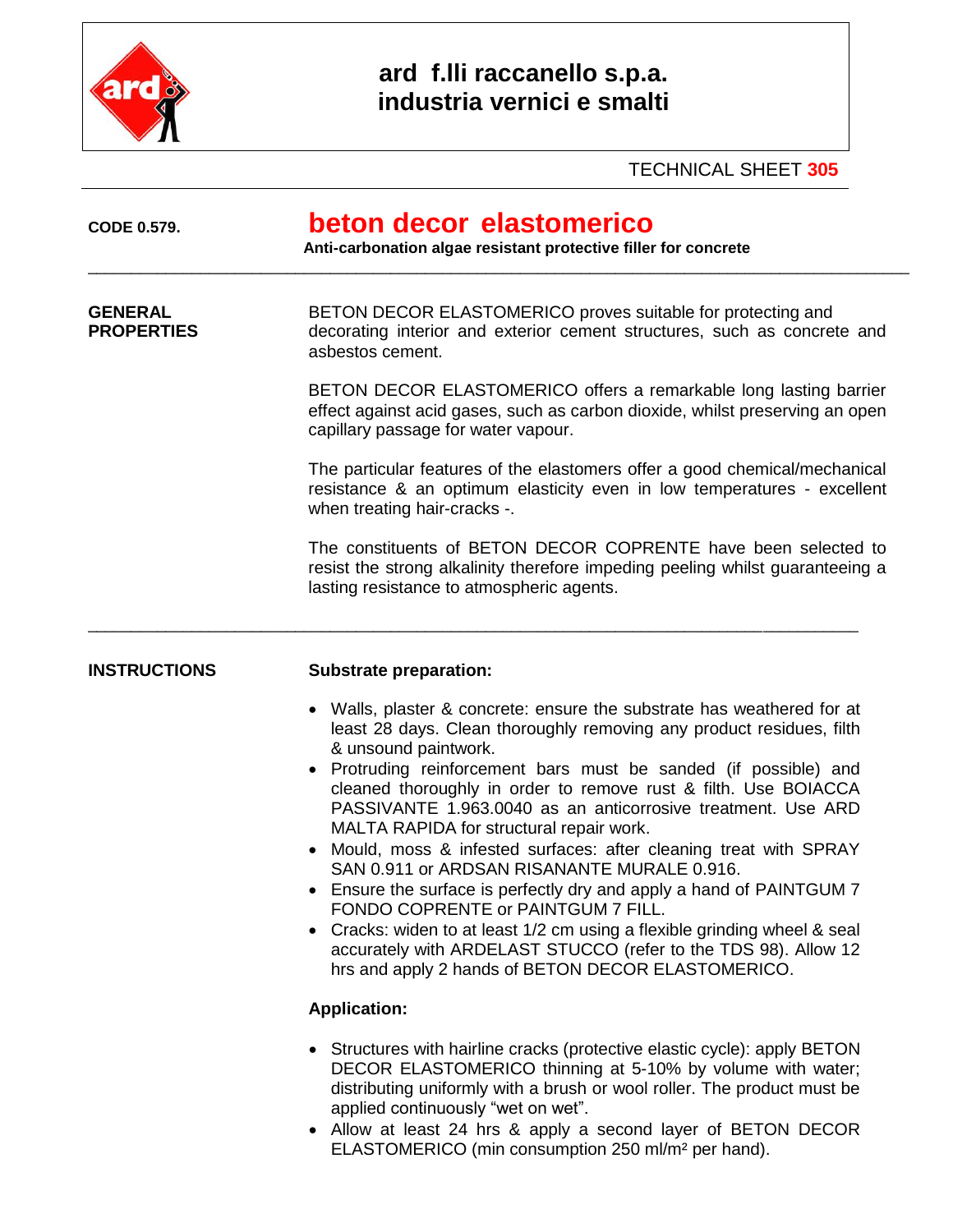**ard f.lli raccanello s.p.a.**
**industria vernici e smalti**

TECHNICAL SHEET **305**

**CODE 0.579.**

# beton decor elastomerico

**Anti-carbonation algae resistant protective filler for concrete**

---

## GENERAL PROPERTIES

BETON DECOR ELASTOMERICO proves suitable for protecting and decorating interior and exterior cement structures, such as concrete and asbestos cement.

BETON DECOR ELASTOMERICO offers a remarkable long lasting barrier effect against acid gases, such as carbon dioxide, whilst preserving an open capillary passage for water vapour.

The particular features of the elastomers offer a good chemical/mechanical resistance & an optimum elasticity even in low temperatures - excellent when treating hair-cracks -.

The constituents of BETON DECOR COPRENTE have been selected to resist the strong alkalinity therefore impeding peeling whilst guaranteeing a lasting resistance to atmospheric agents.

---

## INSTRUCTIONS

**Substrate preparation:**

- Walls, plaster & concrete: ensure the substrate has weathered for at least 28 days. Clean thoroughly removing any product residues, filth & unsound paintwork.
- Protruding reinforcement bars must be sanded (if possible) and cleaned thoroughly in order to remove rust & filth. Use BOIACCA PASSIVANTE 1.963.0040 as an anticorrosive treatment. Use ARD MALTA RAPIDA for structural repair work.
- Mould, moss & infested surfaces: after cleaning treat with SPRAY SAN 0.911 or ARDSAN RISANANTE MURALE 0.916.
- Ensure the surface is perfectly dry and apply a hand of PAINTGUM 7 FONDO COPRENTE or PAINTGUM 7 FILL.
- Cracks: widen to at least 1/2 cm using a flexible grinding wheel & seal accurately with ARDELAST STUCCO (refer to the TDS 98). Allow 12 hrs and apply 2 hands of BETON DECOR ELASTOMERICO.

**Application:**

- Structures with hairline cracks (protective elastic cycle): apply BETON DECOR ELASTOMERICO thinning at 5-10% by volume with water; distributing uniformly with a brush or wool roller. The product must be applied continuously "wet on wet".
- Allow at least 24 hrs & apply a second layer of BETON DECOR ELASTOMERICO (min consumption 250 ml/m² per hand).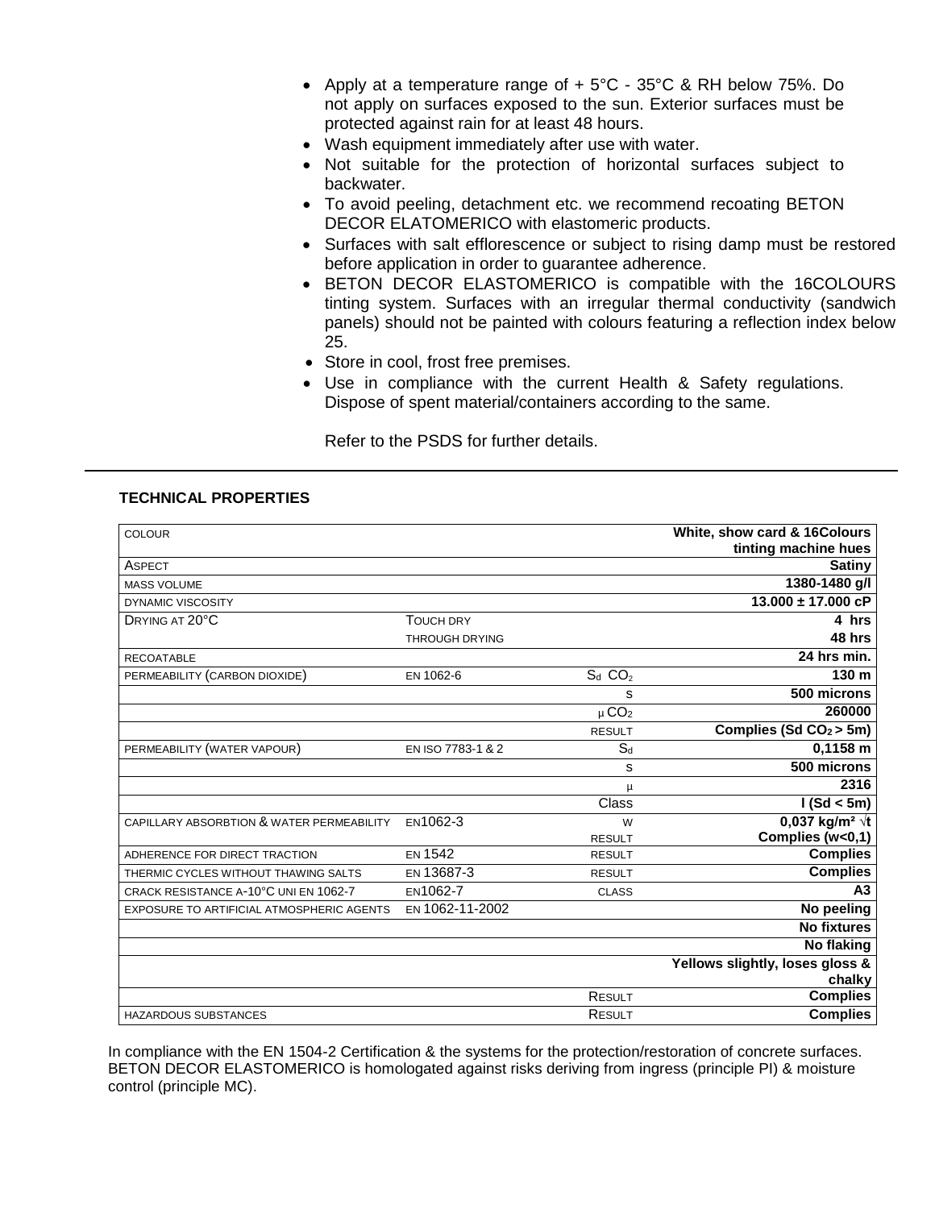- Apply at a temperature range of + 5°C - 35°C & RH below 75%. Do not apply on surfaces exposed to the sun. Exterior surfaces must be protected against rain for at least 48 hours.
- Wash equipment immediately after use with water.
- Not suitable for the protection of horizontal surfaces subject to backwater.
- To avoid peeling, detachment etc. we recommend recoating BETON DECOR ELATOMERICO with elastomeric products.
- Surfaces with salt efflorescence or subject to rising damp must be restored before application in order to guarantee adherence.
- BETON DECOR ELASTOMERICO is compatible with the 16COLOURS tinting system. Surfaces with an irregular thermal conductivity (sandwich panels) should not be painted with colours featuring a reflection index below 25.
- Store in cool, frost free premises.
- Use in compliance with the current Health & Safety regulations. Dispose of spent material/containers according to the same.

Refer to the PSDS for further details.

---

**TECHNICAL PROPERTIES**

| | | | |
|---|---|---|---|
| COLOUR | | | **White, show card & 16Colours tinting machine hues** |
| ASPECT | | | **Satiny** |
| MASS VOLUME | | | **1380-1480 g/l** |
| DYNAMIC VISCOSITY | | | **13.000 ± 17.000 cP** |
| DRYING AT 20°C | TOUCH DRY | | **4 hrs** |
| | THROUGH DRYING | | **48 hrs** |
| RECOATABLE | | | **24 hrs min.** |
| PERMEABILITY (CARBON DIOXIDE) | EN 1062-6 | $S_d$ $CO_2$ | **130 m** |
| | | S | **500 microns** |
| | | $\mu$ $CO_2$ | **260000** |
| | | RESULT | **Complies (Sd $CO_2$ > 5m)** |
| PERMEABILITY (WATER VAPOUR) | EN ISO 7783-1 & 2 | $S_d$ | **0,1158 m** |
| | | S | **500 microns** |
| | | $\mu$ | **2316** |
| | | Class | **I (Sd < 5m)** |
| CAPILLARY ABSORBTION & WATER PERMEABILITY | EN1062-3 | W | **0,037 kg/m² √t** |
| | | RESULT | **Complies (w<0,1)** |
| ADHERENCE FOR DIRECT TRACTION | EN 1542 | RESULT | **Complies** |
| THERMIC CYCLES WITHOUT THAWING SALTS | EN 13687-3 | RESULT | **Complies** |
| CRACK RESISTANCE A-10°C UNI EN 1062-7 | EN1062-7 | CLASS | **A3** |
| EXPOSURE TO ARTIFICIAL ATMOSPHERIC AGENTS | EN 1062-11-2002 | | **No peeling** |
| | | | **No fixtures** |
| | | | **No flaking** |
| | | | **Yellows slightly, loses gloss & chalky** |
| | | RESULT | **Complies** |
| HAZARDOUS SUBSTANCES | | RESULT | **Complies** |

In compliance with the EN 1504-2 Certification & the systems for the protection/restoration of concrete surfaces. BETON DECOR ELASTOMERICO is homologated against risks deriving from ingress (principle PI) & moisture control (principle MC).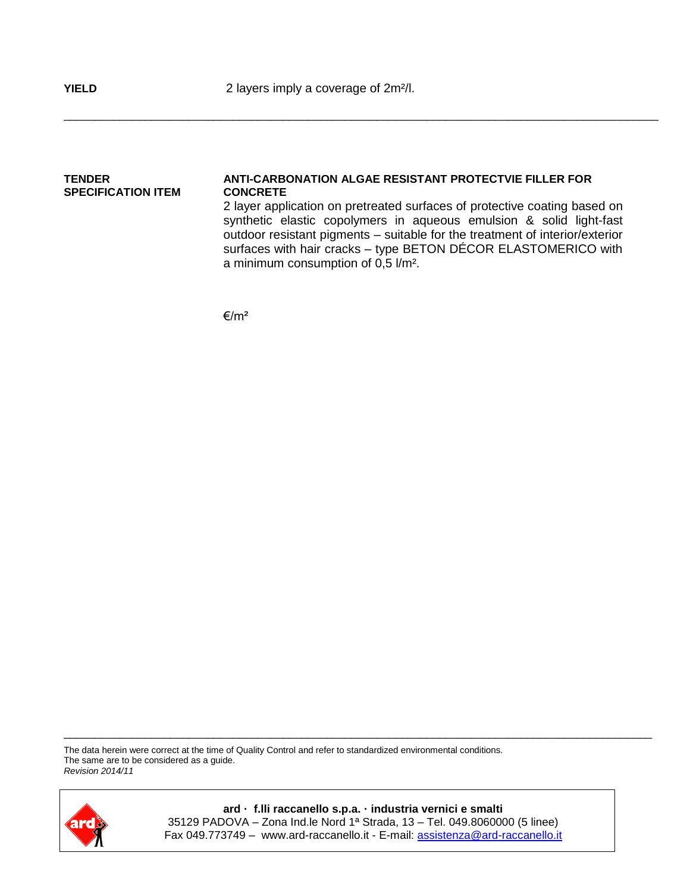**YIELD** 2 layers imply a coverage of 2m²/l.

---

**TENDER SPECIFICATION ITEM**

**ANTI-CARBONATION ALGAE RESISTANT PROTECTVIE FILLER FOR CONCRETE**

2 layer application on pretreated surfaces of protective coating based on synthetic elastic copolymers in aqueous emulsion & solid light-fast outdoor resistant pigments – suitable for the treatment of interior/exterior surfaces with hair cracks – type BETON DÉCOR ELASTOMERICO with a minimum consumption of 0,5 l/m².

€/m²

---

The data herein were correct at the time of Quality Control and refer to standardized environmental conditions.
The same are to be considered as a guide.
*Revision 2014/11*

**ard · f.lli raccanello s.p.a. · industria vernici e smalti**
35129 PADOVA – Zona Ind.le Nord 1ª Strada, 13 – Tel. 049.8060000 (5 linee)
Fax 049.773749 – www.ard-raccanello.it - E-mail: assistenza@ard-raccanello.it